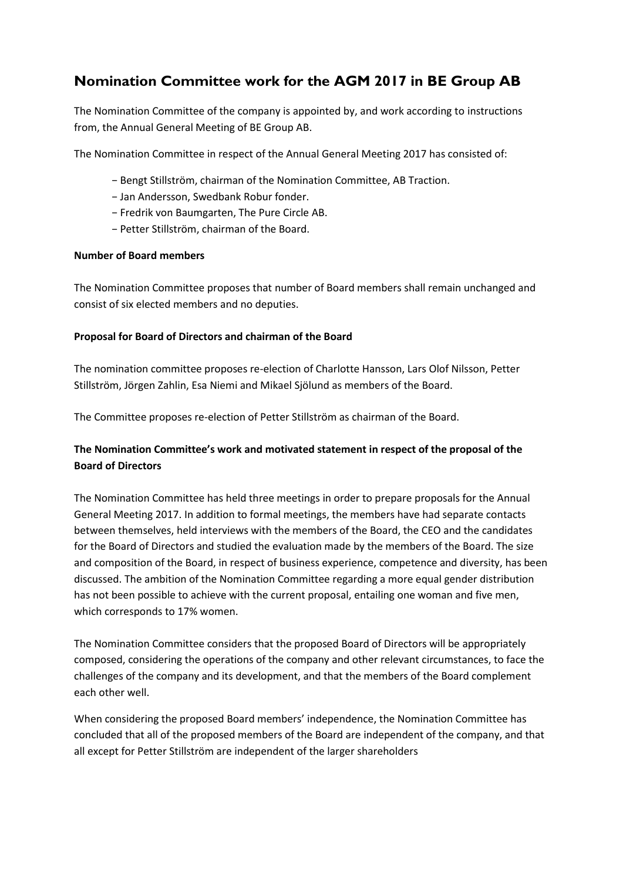# Nomination Committee work for the AGM 2017 in BE Group AB

The Nomination Committee of the company is appointed by, and work according to instructions from, the Annual General Meeting of BE Group AB.

The Nomination Committee in respect of the Annual General Meeting 2017 has consisted of:

- Bengt Stillström, chairman of the Nomination Committee, AB Traction.
- Jan Andersson, Swedbank Robur fonder.
- Fredrik von Baumgarten, The Pure Circle AB.
- Petter Stillström, chairman of the Board.

**Number of Board members**

The Nomination Committee proposes that number of Board members shall remain unchanged and consist of six elected members and no deputies.

**Proposal for Board of Directors and chairman of the Board**

The nomination committee proposes re-election of Charlotte Hansson, Lars Olof Nilsson, Petter Stillström, Jörgen Zahlin, Esa Niemi and Mikael Sjölund as members of the Board.

The Committee proposes re-election of Petter Stillström as chairman of the Board.

**The Nomination Committee's work and motivated statement in respect of the proposal of the Board of Directors**

The Nomination Committee has held three meetings in order to prepare proposals for the Annual General Meeting 2017. In addition to formal meetings, the members have had separate contacts between themselves, held interviews with the members of the Board, the CEO and the candidates for the Board of Directors and studied the evaluation made by the members of the Board. The size and composition of the Board, in respect of business experience, competence and diversity, has been discussed. The ambition of the Nomination Committee regarding a more equal gender distribution has not been possible to achieve with the current proposal, entailing one woman and five men, which corresponds to 17% women.

The Nomination Committee considers that the proposed Board of Directors will be appropriately composed, considering the operations of the company and other relevant circumstances, to face the challenges of the company and its development, and that the members of the Board complement each other well.

When considering the proposed Board members' independence, the Nomination Committee has concluded that all of the proposed members of the Board are independent of the company, and that all except for Petter Stillström are independent of the larger shareholders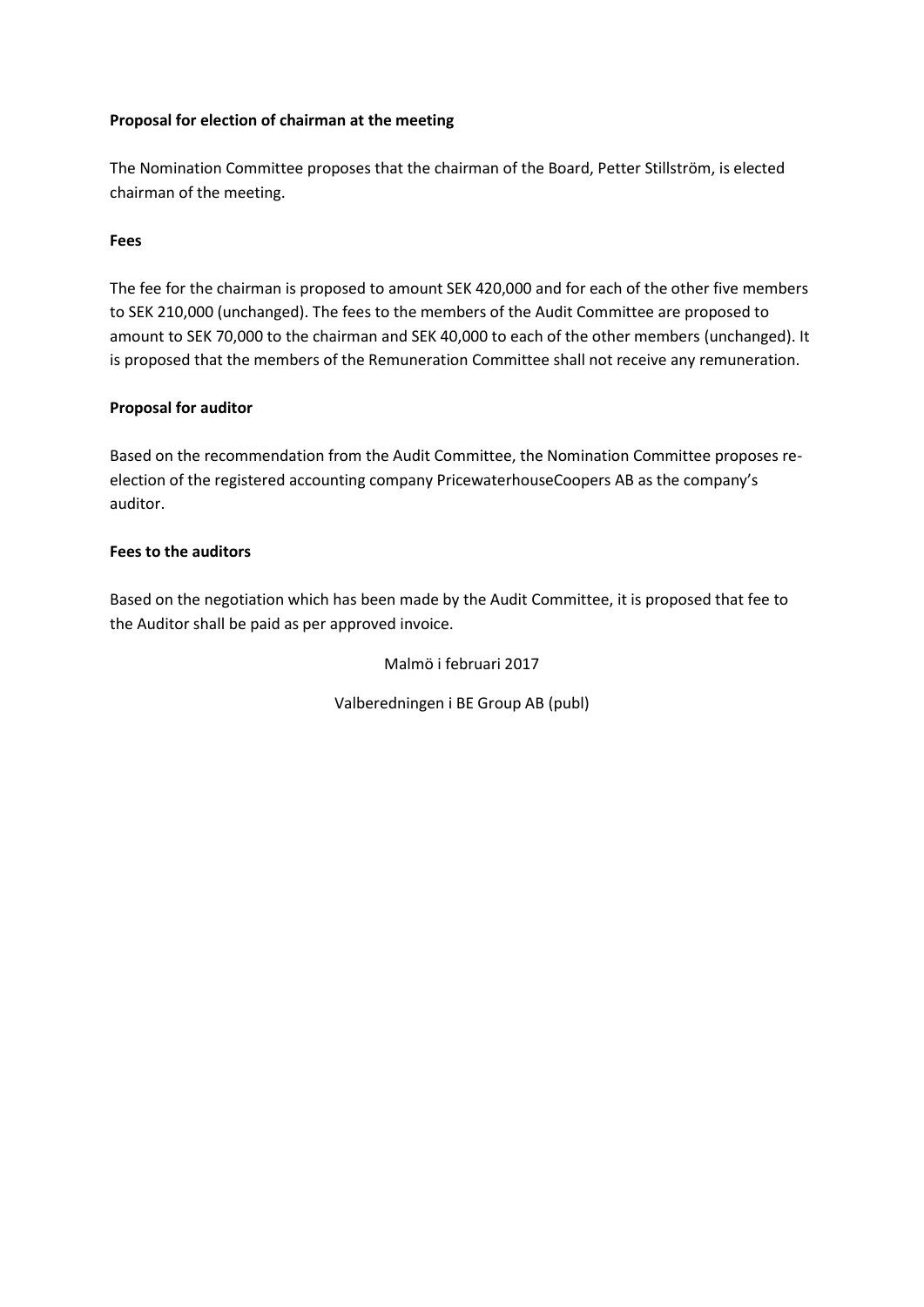**Proposal for election of chairman at the meeting**

The Nomination Committee proposes that the chairman of the Board, Petter Stillström, is elected chairman of the meeting.

**Fees**

The fee for the chairman is proposed to amount SEK 420,000 and for each of the other five members to SEK 210,000 (unchanged). The fees to the members of the Audit Committee are proposed to amount to SEK 70,000 to the chairman and SEK 40,000 to each of the other members (unchanged). It is proposed that the members of the Remuneration Committee shall not receive any remuneration.

**Proposal for auditor**

Based on the recommendation from the Audit Committee, the Nomination Committee proposes re-election of the registered accounting company PricewaterhouseCoopers AB as the company's auditor.

**Fees to the auditors**

Based on the negotiation which has been made by the Audit Committee, it is proposed that fee to the Auditor shall be paid as per approved invoice.

Malmö i februari 2017

Valberedningen i BE Group AB (publ)